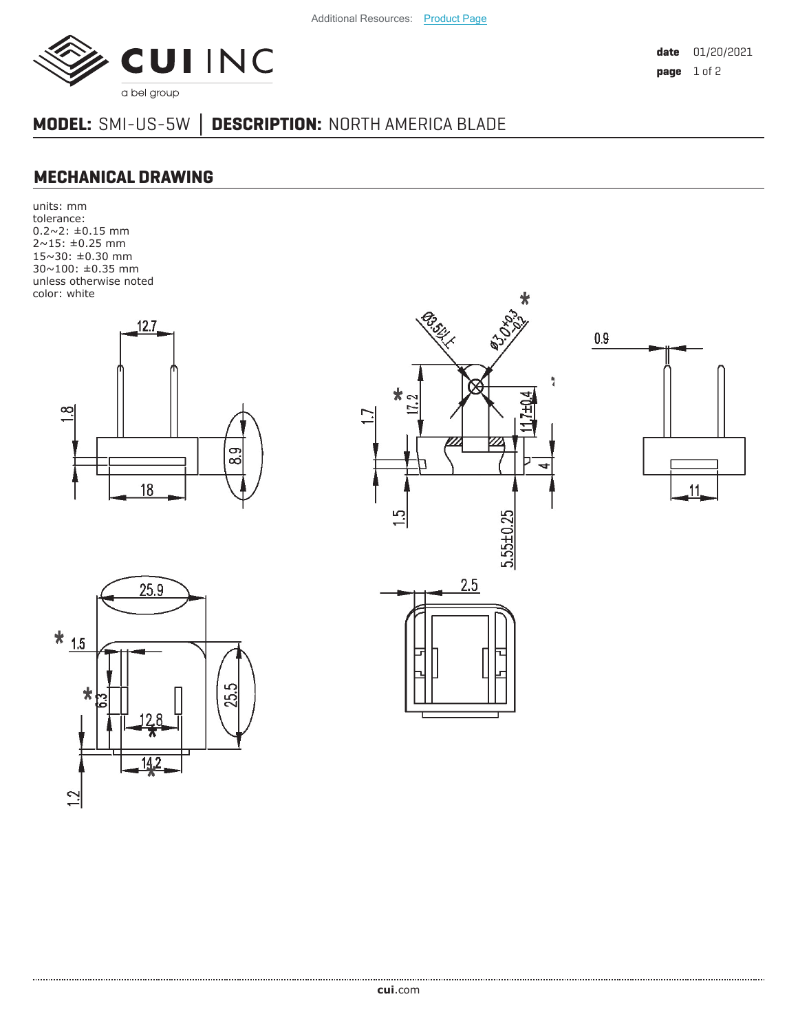Additional Resources: Product Page

**date** 01/20/2021

# MODEL: SMI-US-5W │ DESCRIPTION: NORTH AMERICA BLADE

## MECHANICAL DRAWING

units: mm
tolerance:
0.2~2: ±0.15 mm
2~15: ±0.25 mm
15~30: ±0.30 mm
30~100: ±0.35 mm
unless otherwise noted
color: white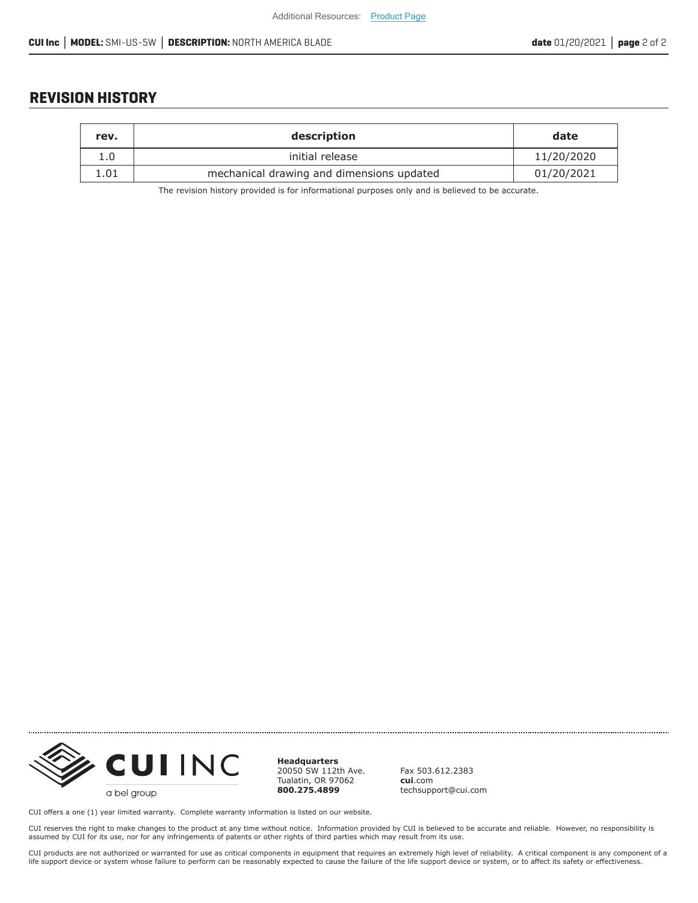## REVISION HISTORY

| rev. | description | date |
| --- | --- | --- |
| 1.0 | initial release | 11/20/2020 |
| 1.01 | mechanical drawing and dimensions updated | 01/20/2021 |

The revision history provided is for informational purposes only and is believed to be accurate.

CUI INC
a bel group

**Headquarters**
20050 SW 112th Ave.
Tualatin, OR 97062
**800.275.4899**

Fax 503.612.2383
**cui**.com
techsupport@cui.com

CUI offers a one (1) year limited warranty. Complete warranty information is listed on our website.

CUI reserves the right to make changes to the product at any time without notice. Information provided by CUI is believed to be accurate and reliable. However, no responsibility is assumed by CUI for its use, nor for any infringements of patents or other rights of third parties which may result from its use.

CUI products are not authorized or warranted for use as critical components in equipment that requires an extremely high level of reliability. A critical component is any component of a life support device or system whose failure to perform can be reasonably expected to cause the failure of the life support device or system, or to affect its safety or effectiveness.